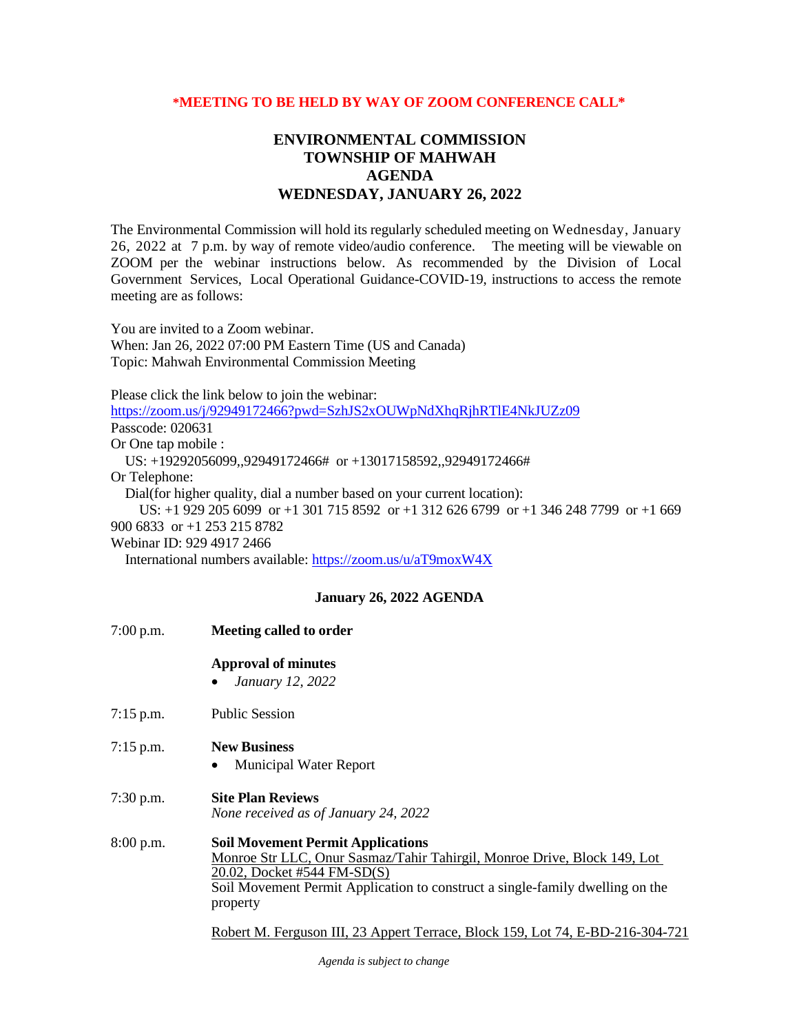**\*MEETING TO BE HELD BY WAY OF ZOOM CONFERENCE CALL\***

# ENVIRONMENTAL COMMISSION
# TOWNSHIP OF MAHWAH
# AGENDA
# WEDNESDAY, JANUARY 26, 2022

The Environmental Commission will hold its regularly scheduled meeting on Wednesday, January 26, 2022 at 7 p.m. by way of remote video/audio conference. The meeting will be viewable on ZOOM per the webinar instructions below. As recommended by the Division of Local Government Services, Local Operational Guidance-COVID-19, instructions to access the remote meeting are as follows:

You are invited to a Zoom webinar.
When: Jan 26, 2022 07:00 PM Eastern Time (US and Canada)
Topic: Mahwah Environmental Commission Meeting

Please click the link below to join the webinar:
https://zoom.us/j/92949172466?pwd=SzhJS2xOUWpNdXhqRjhRTlE4NkJUZz09
Passcode: 020631
Or One tap mobile :
US: +19292056099,,92949172466# or +13017158592,,92949172466#
Or Telephone:
Dial(for higher quality, dial a number based on your current location):
US: +1 929 205 6099 or +1 301 715 8592 or +1 312 626 6799 or +1 346 248 7799 or +1 669 900 6833 or +1 253 215 8782
Webinar ID: 929 4917 2466
International numbers available: https://zoom.us/u/aT9moxW4X

**January 26, 2022 AGENDA**

7:00 p.m. **Meeting called to order**

**Approval of minutes**
- *January 12, 2022*

7:15 p.m. Public Session

7:15 p.m. **New Business**
- Municipal Water Report

7:30 p.m. **Site Plan Reviews**
*None received as of January 24, 2022*

8:00 p.m. **Soil Movement Permit Applications**
Monroe Str LLC, Onur Sasmaz/Tahir Tahirgil, Monroe Drive, Block 149, Lot 20.02, Docket #544 FM-SD(S)
Soil Movement Permit Application to construct a single-family dwelling on the property

Robert M. Ferguson III, 23 Appert Terrace, Block 159, Lot 74, E-BD-216-304-721

*Agenda is subject to change*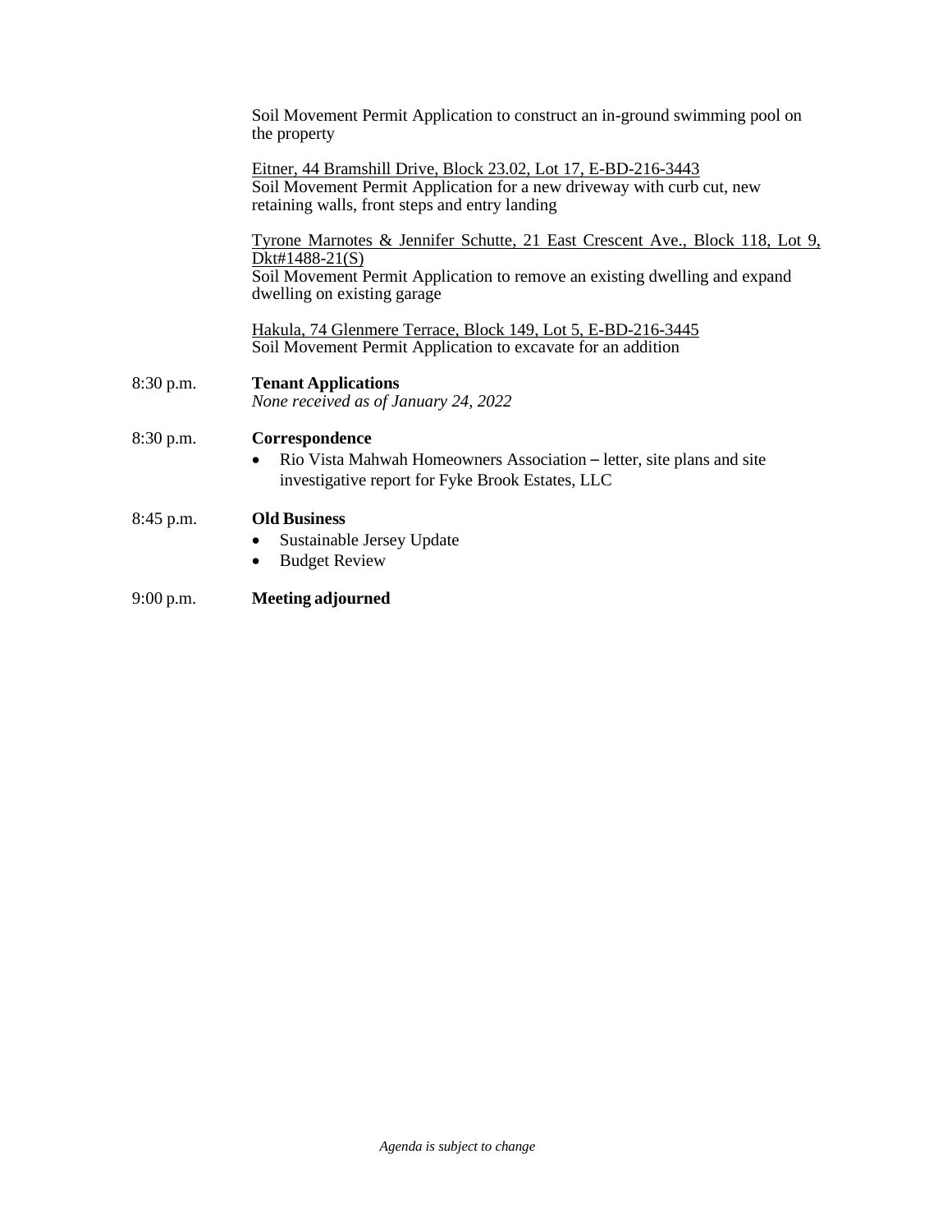Soil Movement Permit Application to construct an in-ground swimming pool on the property

Eitner, 44 Bramshill Drive, Block 23.02, Lot 17, E-BD-216-3443
Soil Movement Permit Application for a new driveway with curb cut, new retaining walls, front steps and entry landing

Tyrone Marnotes & Jennifer Schutte, 21 East Crescent Ave., Block 118, Lot 9, Dkt#1488-21(S)
Soil Movement Permit Application to remove an existing dwelling and expand dwelling on existing garage

Hakula, 74 Glenmere Terrace, Block 149, Lot 5, E-BD-216-3445
Soil Movement Permit Application to excavate for an addition

8:30 p.m. **Tenant Applications**
*None received as of January 24, 2022*

8:30 p.m. **Correspondence**

- Rio Vista Mahwah Homeowners Association – letter, site plans and site investigative report for Fyke Brook Estates, LLC

8:45 p.m. **Old Business**

- Sustainable Jersey Update
- Budget Review

9:00 p.m. **Meeting adjourned**

*Agenda is subject to change*